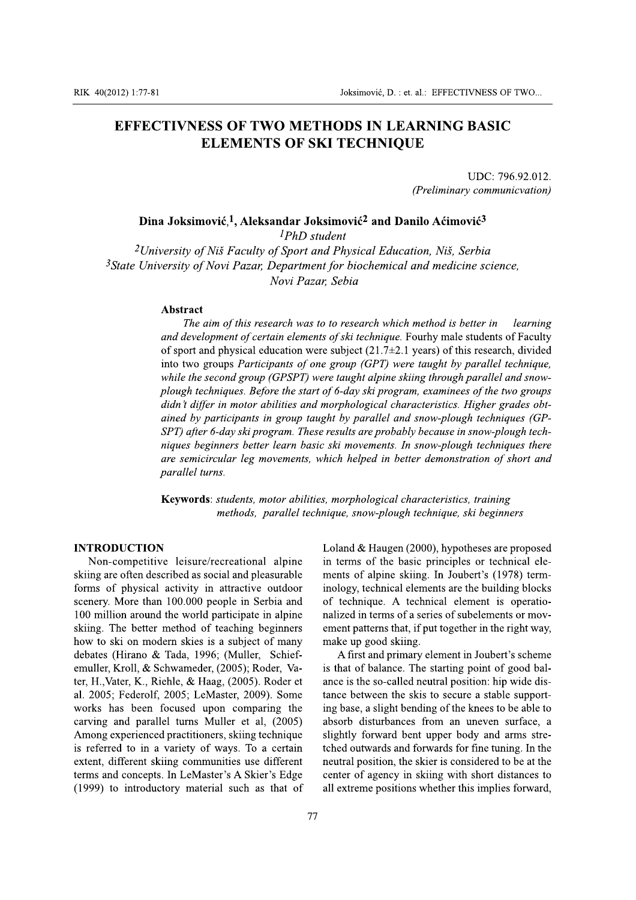# EFFECTIVNESS OF TWO METHODS IN LEARNING BASIC ELEMENTS OF SKI TECHNIQUE

UDC: 796.92.012.
*(Preliminary communicvation)*

**Dina Joksimović,[1], Aleksandar Joksimović[2] and Danilo Aćimović[3]**

[1]*PhD student*

[2]*University of Niš Faculty of Sport and Physical Education, Niš, Serbia*

[3]*State University of Novi Pazar, Department for biochemical and medicine science, Novi Pazar, Sebia*

**Abstract**

*The aim of this research was to to research which method is better in learning and development of certain elements of ski technique.* Fourhy male students of Faculty of sport and physical education were subject (21.7±2.1 years) of this research, divided into two groups *Participants of one group (GPT) were taught by parallel technique, while the second group (GPSPT) were taught alpine skiing through parallel and snow-plough techniques. Before the start of 6-day ski program, examinees of the two groups didn't differ in motor abilities and morphological characteristics. Higher grades obtained by participants in group taught by parallel and snow-plough techniques (GP-SPT) after 6-day ski program. These results are probably because in snow-plough techniques beginners better learn basic ski movements. In snow-plough techniques there are semicircular leg movements, which helped in better demonstration of short and parallel turns.*

**Keywords**: *students, motor abilities, morphological characteristics, training methods, parallel technique, snow-plough technique, ski beginners*

## INTRODUCTION

Non-competitive leisure/recreational alpine skiing are often described as social and pleasurable forms of physical activity in attractive outdoor scenery. More than 100.000 people in Serbia and 100 million around the world participate in alpine skiing. The better method of teaching beginners how to ski on modern skies is a subject of many debates (Hirano & Tada, 1996; (Muller, Schiefemuller, Kroll, & Schwameder, (2005); Roder, Vater, H.,Vater, K., Riehle, & Haag, (2005). Roder et al. 2005; Federolf, 2005; LeMaster, 2009). Some works has been focused upon comparing the carving and parallel turns Muller et al, (2005) Among experienced practitioners, skiing technique is referred to in a variety of ways. To a certain extent, different skiing communities use different terms and concepts. In LeMaster's A Skier's Edge (1999) to introductory material such as that of Loland & Haugen (2000), hypotheses are proposed in terms of the basic principles or technical elements of alpine skiing. In Joubert's (1978) terminology, technical elements are the building blocks of technique. A technical element is operationalized in terms of a series of subelements or movement patterns that, if put together in the right way, make up good skiing.

A first and primary element in Joubert's scheme is that of balance. The starting point of good balance is the so-called neutral position: hip wide distance between the skis to secure a stable supporting base, a slight bending of the knees to be able to absorb disturbances from an uneven surface, a slightly forward bent upper body and arms stretched outwards and forwards for fine tuning. In the neutral position, the skier is considered to be at the center of agency in skiing with short distances to all extreme positions whether this implies forward,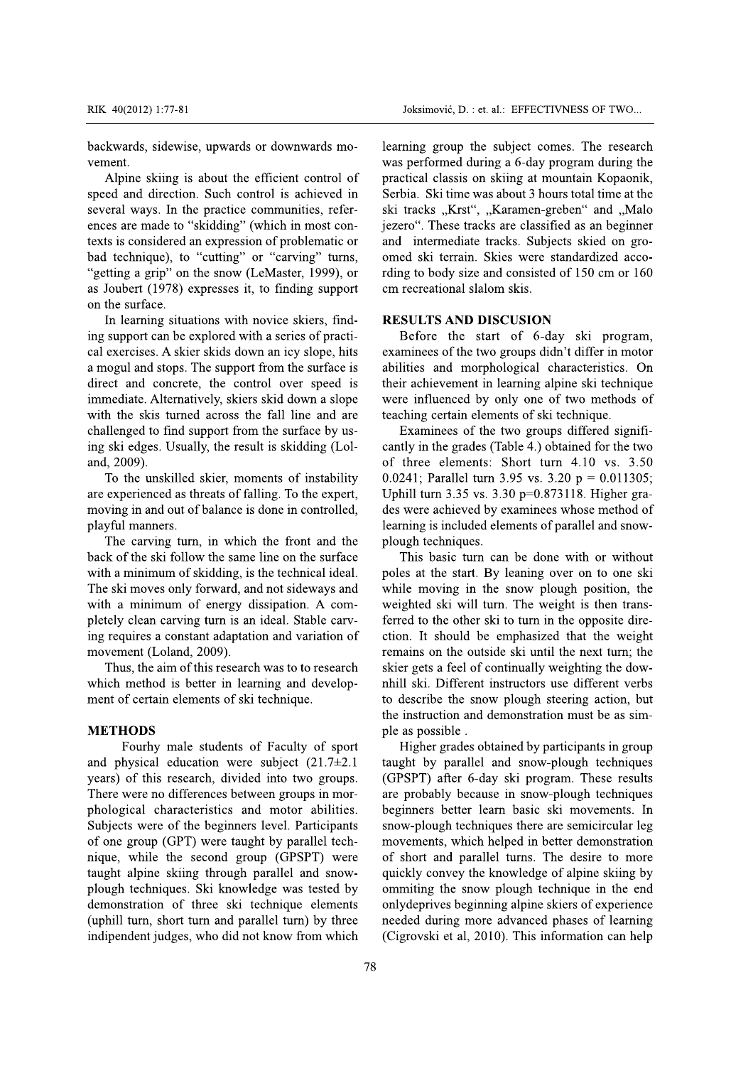backwards, sidewise, upwards or downwards movement.

Alpine skiing is about the efficient control of speed and direction. Such control is achieved in several ways. In the practice communities, references are made to "skidding" (which in most contexts is considered an expression of problematic or bad technique), to "cutting" or "carving" turns, "getting a grip" on the snow (LeMaster, 1999), or as Joubert (1978) expresses it, to finding support on the surface.

In learning situations with novice skiers, finding support can be explored with a series of practical exercises. A skier skids down an icy slope, hits a mogul and stops. The support from the surface is direct and concrete, the control over speed is immediate. Alternatively, skiers skid down a slope with the skis turned across the fall line and are challenged to find support from the surface by using ski edges. Usually, the result is skidding (Loland, 2009).

To the unskilled skier, moments of instability are experienced as threats of falling. To the expert, moving in and out of balance is done in controlled, playful manners.

The carving turn, in which the front and the back of the ski follow the same line on the surface with a minimum of skidding, is the technical ideal. The ski moves only forward, and not sideways and with a minimum of energy dissipation. A completely clean carving turn is an ideal. Stable carving requires a constant adaptation and variation of movement (Loland, 2009).

Thus, the aim of this research was to to research which method is better in learning and development of certain elements of ski technique.

## METHODS

Fourhy male students of Faculty of sport and physical education were subject (21.7±2.1 years) of this research, divided into two groups. There were no differences between groups in morphological characteristics and motor abilities. Subjects were of the beginners level. Participants of one group (GPT) were taught by parallel technique, while the second group (GPSPT) were taught alpine skiing through parallel and snow-plough techniques. Ski knowledge was tested by demonstration of three ski technique elements (uphill turn, short turn and parallel turn) by three indipendent judges, who did not know from which learning group the subject comes. The research was performed during a 6-day program during the practical classis on skiing at mountain Kopaonik, Serbia. Ski time was about 3 hours total time at the ski tracks „Krst", „Karamen-greben" and „Malo jezero". These tracks are classified as an beginner and intermediate tracks. Subjects skied on groomed ski terrain. Skies were standardized according to body size and consisted of 150 cm or 160 cm recreational slalom skis.

## RESULTS AND DISCUSION

Before the start of 6-day ski program, examinees of the two groups didn't differ in motor abilities and morphological characteristics. On their achievement in learning alpine ski technique were influenced by only one of two methods of teaching certain elements of ski technique.

Examinees of the two groups differed significantly in the grades (Table 4.) obtained for the two of three elements: Short turn 4.10 vs. 3.50 0.0241; Parallel turn 3.95 vs. 3.20 $p = 0.011305$; Uphill turn 3.35 vs. 3.30 $p=0.873118$. Higher grades were achieved by examinees whose method of learning is included elements of parallel and snowplough techniques.

This basic turn can be done with or without poles at the start. By leaning over on to one ski while moving in the snow plough position, the weighted ski will turn. The weight is then transferred to the other ski to turn in the opposite direction. It should be emphasized that the weight remains on the outside ski until the next turn; the skier gets a feel of continually weighting the downhill ski. Different instructors use different verbs to describe the snow plough steering action, but the instruction and demonstration must be as simple as possible .

Higher grades obtained by participants in group taught by parallel and snow-plough techniques (GPSPT) after 6-day ski program. These results are probably because in snow-plough techniques beginners better learn basic ski movements. In snow-plough techniques there are semicircular leg movements, which helped in better demonstration of short and parallel turns. The desire to more quickly convey the knowledge of alpine skiing by ommiting the snow plough technique in the end onlydeprives beginning alpine skiers of experience needed during more advanced phases of learning (Cigrovski et al, 2010). This information can help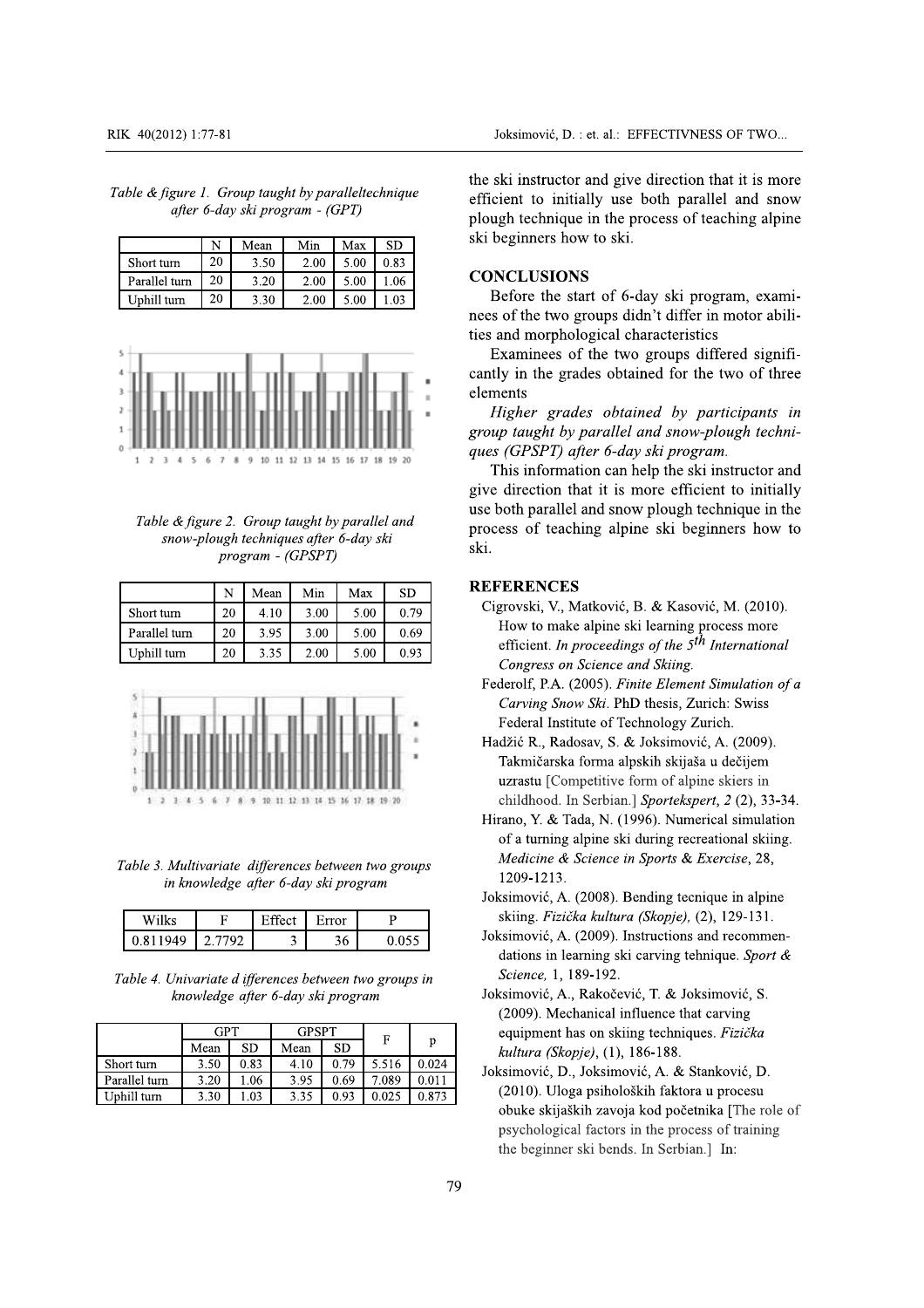*Table & figure 1. Group taught by paralleltechnique after 6-day ski program - (GPT)*

| | N | Mean | Min | Max | SD |
|---|---|---|---|---|---|
| Short turn | 20 | 3.50 | 2.00 | 5.00 | 0.83 |
| Parallel turn | 20 | 3.20 | 2.00 | 5.00 | 1.06 |
| Uphill turn | 20 | 3.30 | 2.00 | 5.00 | 1.03 |

*Table & figure 2. Group taught by parallel and snow-plough techniques after 6-day ski program - (GPSPT)*

| | N | Mean | Min | Max | SD |
|---|---|---|---|---|---|
| Short turn | 20 | 4.10 | 3.00 | 5.00 | 0.79 |
| Parallel turn | 20 | 3.95 | 3.00 | 5.00 | 0.69 |
| Uphill turn | 20 | 3.35 | 2.00 | 5.00 | 0.93 |

*Table 3. Multivariate differences between two groups in knowledge after 6-day ski program*

| Wilks | F | Effect | Error | P |
|---|---|---|---|---|
| 0.811949 | 2.7792 | 3 | 36 | 0.055 |

*Table 4. Univariate d ifferences between two groups in knowledge after 6-day ski program*

| | GPT | | GPSPT | | F | p |
|---|---|---|---|---|---|---|
| | Mean | SD | Mean | SD | | |
| Short turn | 3.50 | 0.83 | 4.10 | 0.79 | 5.516 | 0.024 |
| Parallel turn | 3.20 | 1.06 | 3.95 | 0.69 | 7.089 | 0.011 |
| Uphill turn | 3.30 | 1.03 | 3.35 | 0.93 | 0.025 | 0.873 |

the ski instructor and give direction that it is more efficient to initially use both parallel and snow plough technique in the process of teaching alpine ski beginners how to ski.

## CONCLUSIONS

Before the start of 6-day ski program, examinees of the two groups didn't differ in motor abilities and morphological characteristics

Examinees of the two groups differed significantly in the grades obtained for the two of three elements

*Higher grades obtained by participants in group taught by parallel and snow-plough techniques (GPSPT) after 6-day ski program.*

This information can help the ski instructor and give direction that it is more efficient to initially use both parallel and snow plough technique in the process of teaching alpine ski beginners how to ski.

## REFERENCES

Cigrovski, V., Matković, B. & Kasović, M. (2010). How to make alpine ski learning process more efficient. *In proceedings of the 5th International Congress on Science and Skiing.*

Federolf, P.A. (2005). *Finite Element Simulation of a Carving Snow Ski.* PhD thesis, Zurich: Swiss Federal Institute of Technology Zurich.

Hadžić R., Radosav, S. & Joksimović, A. (2009). Takmičarska forma alpskih skijaša u dečijem uzrastu [Competitive form of alpine skiers in childhood. In Serbian.] *Sportekspert, 2* (2), 33-34.

Hirano, Y. & Tada, N. (1996). Numerical simulation of a turning alpine ski during recreational skiing. *Medicine & Science in Sports & Exercise*, 28, 1209-1213.

Joksimović, A. (2008). Bending tecnique in alpine skiing. *Fizička kultura (Skopje),* (2), 129-131.

Joksimović, A. (2009). Instructions and recommendations in learning ski carving tehnique. *Sport & Science,* 1, 189-192.

Joksimović, A., Rakočević, T. & Joksimović, S. (2009). Mechanical influence that carving equipment has on skiing techniques. *Fizička kultura (Skopje)*, (1), 186-188.

Joksimović, D., Joksimović, A. & Stanković, D. (2010). Uloga psiholoških faktora u procesu obuke skijaških zavoja kod početnika [The role of psychological factors in the process of training the beginner ski bends. In Serbian.] In: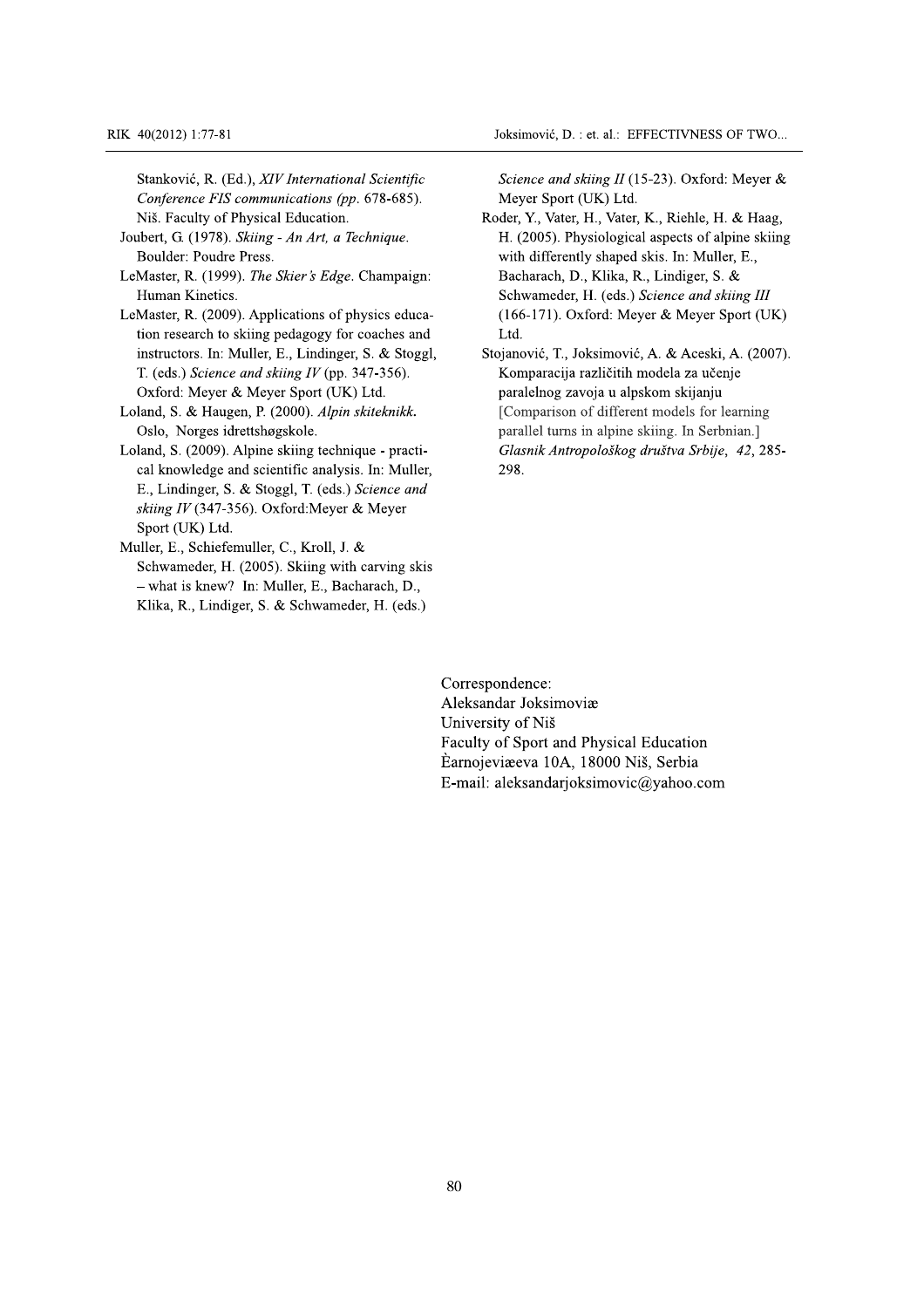Stanković, R. (Ed.), *XIV International Scientific Conference FIS communications (pp.* 678-685). Niš. Faculty of Physical Education.

Joubert, G. (1978). *Skiing - An Art, a Technique*. Boulder: Poudre Press.

LeMaster, R. (1999). *The Skier's Edge*. Champaign: Human Kinetics.

LeMaster, R. (2009). Applications of physics education research to skiing pedagogy for coaches and instructors. In: Muller, E., Lindinger, S. & Stoggl, T. (eds.) *Science and skiing IV* (pp. 347-356). Oxford: Meyer & Meyer Sport (UK) Ltd.

Loland, S. & Haugen, P. (2000). *Alpin skiteknikk.* Oslo, Norges idrettshøgskole.

Loland, S. (2009). Alpine skiing technique - practical knowledge and scientific analysis. In: Muller, E., Lindinger, S. & Stoggl, T. (eds.) *Science and skiing IV* (347-356). Oxford:Meyer & Meyer Sport (UK) Ltd.

Muller, E., Schiefemuller, C., Kroll, J. & Schwameder, H. (2005). Skiing with carving skis – what is knew? In: Muller, E., Bacharach, D., Klika, R., Lindiger, S. & Schwameder, H. (eds.) *Science and skiing II* (15-23). Oxford: Meyer & Meyer Sport (UK) Ltd.

Roder, Y., Vater, H., Vater, K., Riehle, H. & Haag, H. (2005). Physiological aspects of alpine skiing with differently shaped skis. In: Muller, E., Bacharach, D., Klika, R., Lindiger, S. & Schwameder, H. (eds.) *Science and skiing III* (166-171). Oxford: Meyer & Meyer Sport (UK) Ltd.

Stojanović, T., Joksimović, A. & Aceski, A. (2007). Komparacija različitih modela za učenje paralelnog zavoja u alpskom skijanju [Comparison of different models for learning parallel turns in alpine skiing. In Serbnian.] *Glasnik Antropološkog društva Srbije*, *42*, 285-298.

Correspondence:
Aleksandar Joksimoviæ
University of Niš
Faculty of Sport and Physical Education
Èarnojeviæeva 10A, 18000 Niš, Serbia
E-mail: aleksandarjoksimovic@yahoo.com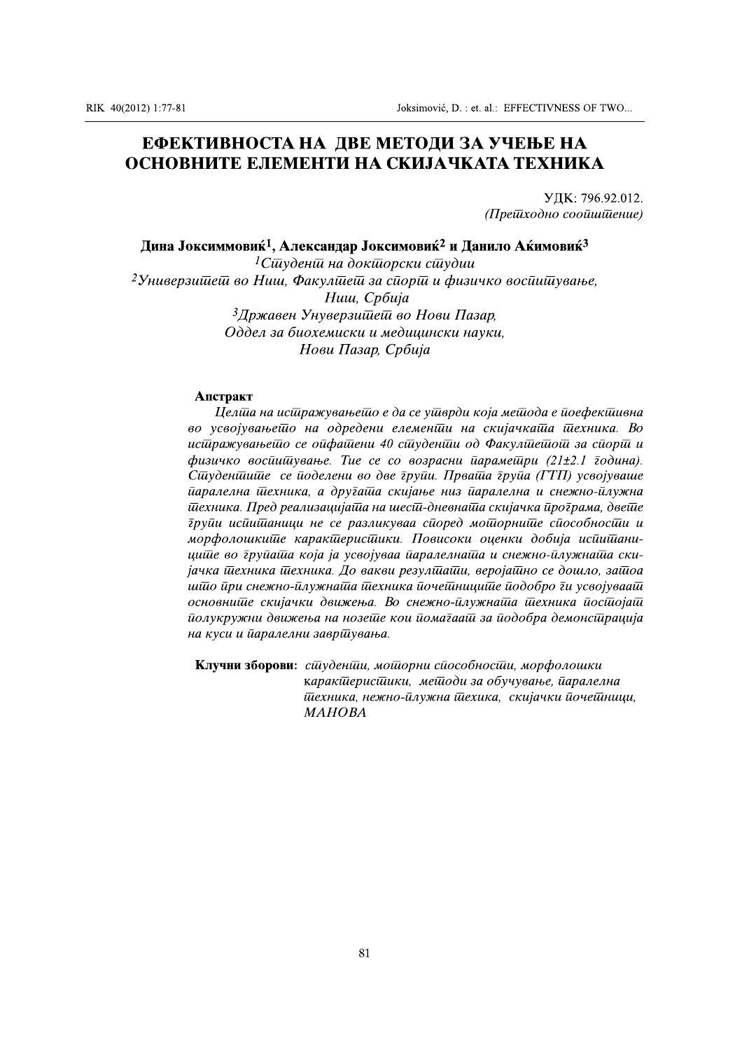# ЕФЕКТИВНОСТА НА ДВЕ МЕТОДИ ЗА УЧЕЊЕ НА ОСНОВНИТЕ ЕЛЕМЕНТИ НА СКИЈАЧКАТА ТЕХНИКА

УДК: 796.92.012.
*(Претходно соопштение)*

**Дина Јоксиммовиќ[1], Александар Јоксимовиќ[2] и Данило Аќимовиќ[3]**

*[1]Студент на докторски студии*
*[2]Универзитет во Ниш, Факултет за спорт и физичко воспитување, Ниш, Србија*
*[3]Државен Унуверзитет во Нови Пазар, Оддел за биохемиски и медицински науки, Нови Пазар, Србија*

**Апстракт**

*Целта на истражувањето е да се утврди која метода е поефективна во усвојувањето на одредени елементи на скијачката техника. Во истражувањето се опфатени 40 студенти од Факултетот за спорт и физичко воспитување. Тие се со возрасни параметри (21±2.1 година). Студентите се поделени во две групи. Првата група (ГТП) усвојуваше паралелна техника, а другата скијање низ паралелна и снежно-плужна техника. Пред реализацијата на шест-дневната скијачка програма, двете групи испитаници не се разликуваа според моторните способности и морфолошките карактеристики. Повисоки оценки добија испитаниците во групата која ја усвојуваа паралелната и снежно-плужната скијачка техника техника. До вакви резултати, веројатно се дошло, затоа што при снежно-плужната техника почетниците подобро ги усвојуваат основните скијачки движења. Во снежно-плужната техника постојат полукружни движења на нозете кои помагаат за подобра демонстрација на куси и паралелни завртувања.*

**Клучни зборови:** *студенти, моторни способности, морфолошки* карактеристики, *методи за обучување, паралелна техника, нежно-плужна техика, скијачки почетници, МАНОВА*